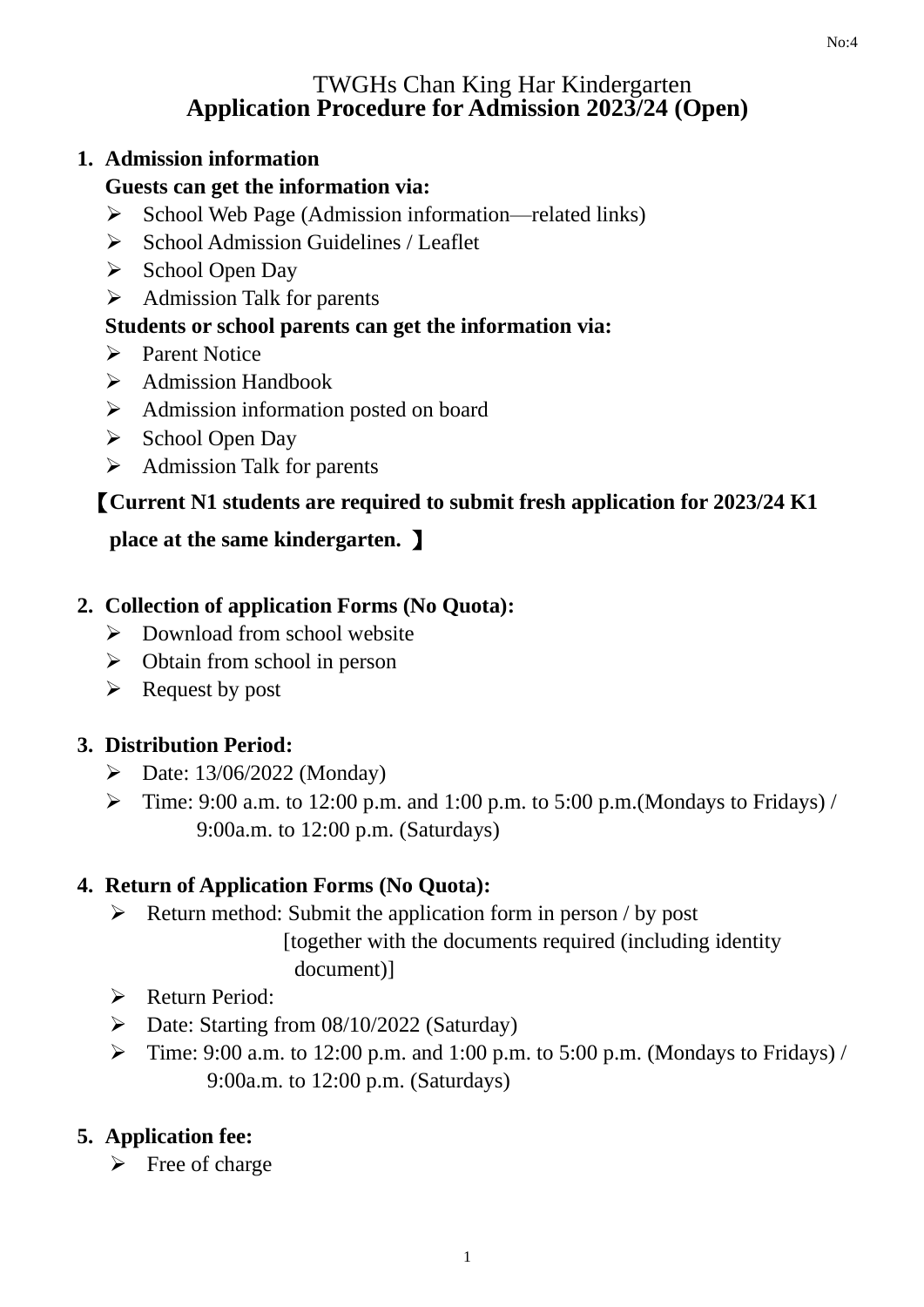No:4

# TWGHs Chan King Har Kindergarten
## Application Procedure for Admission 2023/24 (Open)

1. **Admission information**

   **Guests can get the information via:**
   - School Web Page (Admission information—related links)
   - School Admission Guidelines / Leaflet
   - School Open Day
   - Admission Talk for parents

   **Students or school parents can get the information via:**
   - Parent Notice
   - Admission Handbook
   - Admission information posted on board
   - School Open Day
   - Admission Talk for parents

   **【Current N1 students are required to submit fresh application for 2023/24 K1 place at the same kindergarten. 】**

2. **Collection of application Forms (No Quota):**
   - Download from school website
   - Obtain from school in person
   - Request by post

3. **Distribution Period:**
   - Date: 13/06/2022 (Monday)
   - Time: 9:00 a.m. to 12:00 p.m. and 1:00 p.m. to 5:00 p.m.(Mondays to Fridays) / 9:00a.m. to 12:00 p.m. (Saturdays)

4. **Return of Application Forms (No Quota):**
   - Return method: Submit the application form in person / by post [together with the documents required (including identity document)]
   - Return Period:
   - Date: Starting from 08/10/2022 (Saturday)
   - Time: 9:00 a.m. to 12:00 p.m. and 1:00 p.m. to 5:00 p.m. (Mondays to Fridays) / 9:00a.m. to 12:00 p.m. (Saturdays)

5. **Application fee:**
   - Free of charge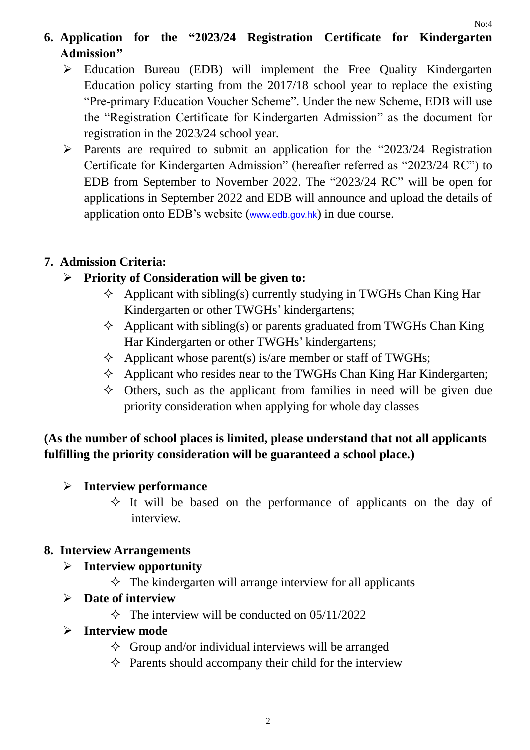## 6. Application for the "2023/24 Registration Certificate for Kindergarten Admission"

- Education Bureau (EDB) will implement the Free Quality Kindergarten Education policy starting from the 2017/18 school year to replace the existing "Pre-primary Education Voucher Scheme". Under the new Scheme, EDB will use the "Registration Certificate for Kindergarten Admission" as the document for registration in the 2023/24 school year.
- Parents are required to submit an application for the "2023/24 Registration Certificate for Kindergarten Admission" (hereafter referred as "2023/24 RC") to EDB from September to November 2022. The "2023/24 RC" will be open for applications in September 2022 and EDB will announce and upload the details of application onto EDB's website (www.edb.gov.hk) in due course.

## 7. Admission Criteria:

- **Priority of Consideration will be given to:**
  - Applicant with sibling(s) currently studying in TWGHs Chan King Har Kindergarten or other TWGHs' kindergartens;
  - Applicant with sibling(s) or parents graduated from TWGHs Chan King Har Kindergarten or other TWGHs' kindergartens;
  - Applicant whose parent(s) is/are member or staff of TWGHs;
  - Applicant who resides near to the TWGHs Chan King Har Kindergarten;
  - Others, such as the applicant from families in need will be given due priority consideration when applying for whole day classes

**(As the number of school places is limited, please understand that not all applicants fulfilling the priority consideration will be guaranteed a school place.)**

- **Interview performance**
  - It will be based on the performance of applicants on the day of interview.

## 8. Interview Arrangements

- **Interview opportunity**
  - The kindergarten will arrange interview for all applicants
- **Date of interview**
  - The interview will be conducted on 05/11/2022
- **Interview mode**
  - Group and/or individual interviews will be arranged
  - Parents should accompany their child for the interview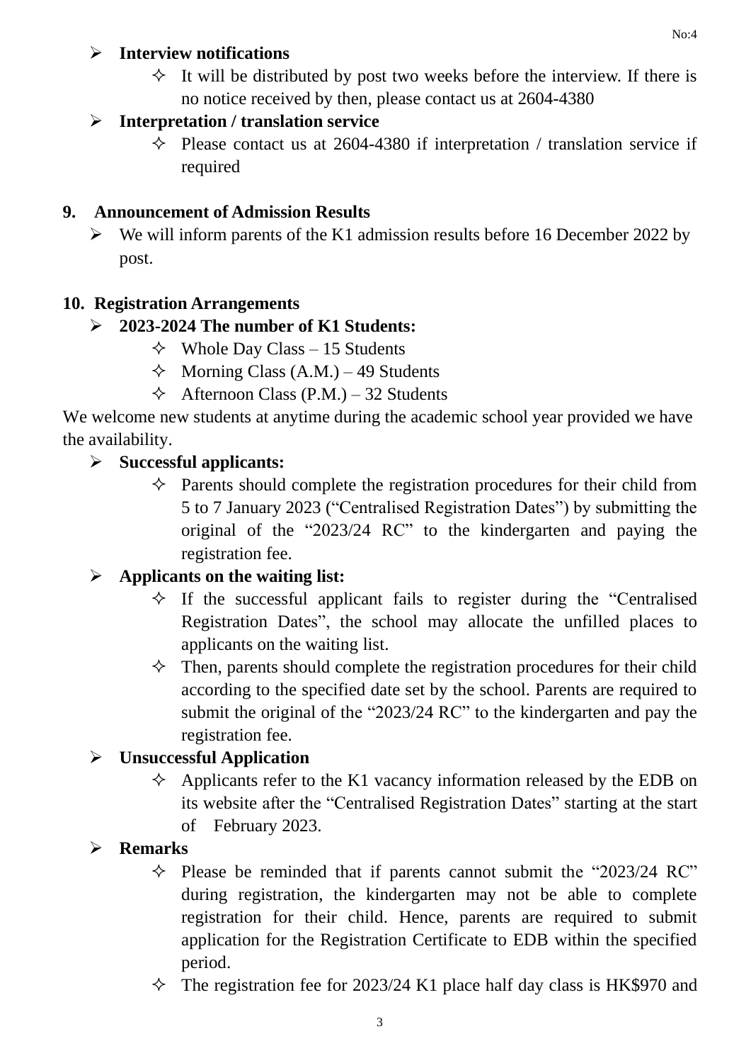- **Interview notifications**
  - It will be distributed by post two weeks before the interview. If there is no notice received by then, please contact us at 2604-4380
- **Interpretation / translation service**
  - Please contact us at 2604-4380 if interpretation / translation service if required

**9. Announcement of Admission Results**

- We will inform parents of the K1 admission results before 16 December 2022 by post.

**10. Registration Arrangements**

- **2023-2024 The number of K1 Students:**
  - Whole Day Class – 15 Students
  - Morning Class (A.M.) – 49 Students
  - Afternoon Class (P.M.) – 32 Students

We welcome new students at anytime during the academic school year provided we have the availability.

- **Successful applicants:**
  - Parents should complete the registration procedures for their child from 5 to 7 January 2023 ("Centralised Registration Dates") by submitting the original of the "2023/24 RC" to the kindergarten and paying the registration fee.
- **Applicants on the waiting list:**
  - If the successful applicant fails to register during the "Centralised Registration Dates", the school may allocate the unfilled places to applicants on the waiting list.
  - Then, parents should complete the registration procedures for their child according to the specified date set by the school. Parents are required to submit the original of the "2023/24 RC" to the kindergarten and pay the registration fee.
- **Unsuccessful Application**
  - Applicants refer to the K1 vacancy information released by the EDB on its website after the "Centralised Registration Dates" starting at the start of February 2023.
- **Remarks**
  - Please be reminded that if parents cannot submit the "2023/24 RC" during registration, the kindergarten may not be able to complete registration for their child. Hence, parents are required to submit application for the Registration Certificate to EDB within the specified period.
  - The registration fee for 2023/24 K1 place half day class is HK$970 and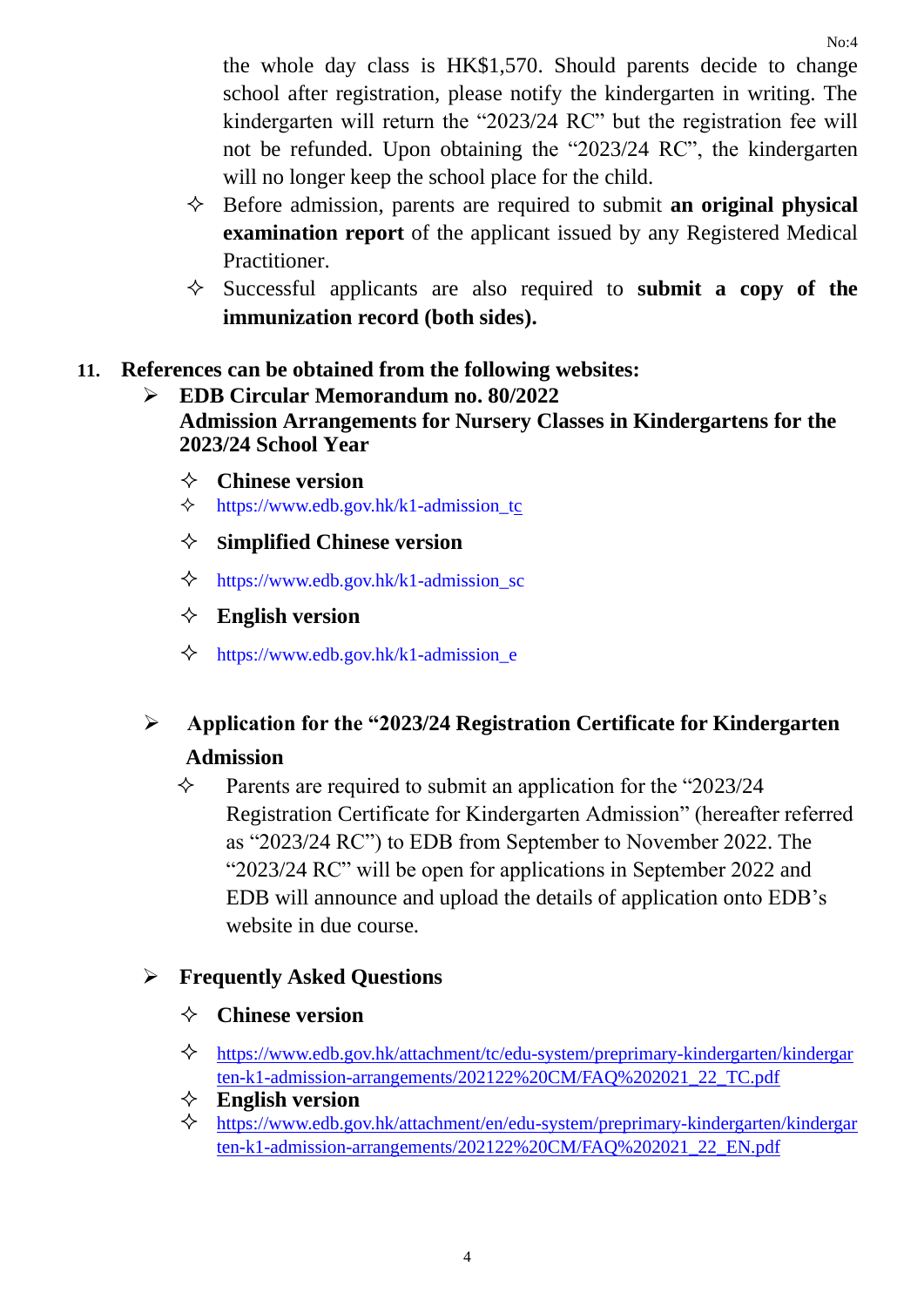the whole day class is HK$1,570. Should parents decide to change school after registration, please notify the kindergarten in writing. The kindergarten will return the "2023/24 RC" but the registration fee will not be refunded. Upon obtaining the "2023/24 RC", the kindergarten will no longer keep the school place for the child.

- ✧ Before admission, parents are required to submit **an original physical examination report** of the applicant issued by any Registered Medical Practitioner.
- ✧ Successful applicants are also required to **submit a copy of the immunization record (both sides).**

**11. References can be obtained from the following websites:**

- ➢ **EDB Circular Memorandum no. 80/2022**
  **Admission Arrangements for Nursery Classes in Kindergartens for the 2023/24 School Year**
  - ✧ **Chinese version**
  - ✧ https://www.edb.gov.hk/k1-admission_tc
  - ✧ **Simplified Chinese version**
  - ✧ https://www.edb.gov.hk/k1-admission_sc
  - ✧ **English version**
  - ✧ https://www.edb.gov.hk/k1-admission_e

- ➢ **Application for the "2023/24 Registration Certificate for Kindergarten Admission**
  - ✧ Parents are required to submit an application for the "2023/24 Registration Certificate for Kindergarten Admission" (hereafter referred as "2023/24 RC") to EDB from September to November 2022. The "2023/24 RC" will be open for applications in September 2022 and EDB will announce and upload the details of application onto EDB's website in due course.

- ➢ **Frequently Asked Questions**
  - ✧ **Chinese version**
  - ✧ https://www.edb.gov.hk/attachment/tc/edu-system/preprimary-kindergarten/kindergarten-k1-admission-arrangements/202122%20CM/FAQ%202021_22_TC.pdf
  - ✧ **English version**
  - ✧ https://www.edb.gov.hk/attachment/en/edu-system/preprimary-kindergarten/kindergarten-k1-admission-arrangements/202122%20CM/FAQ%202021_22_EN.pdf